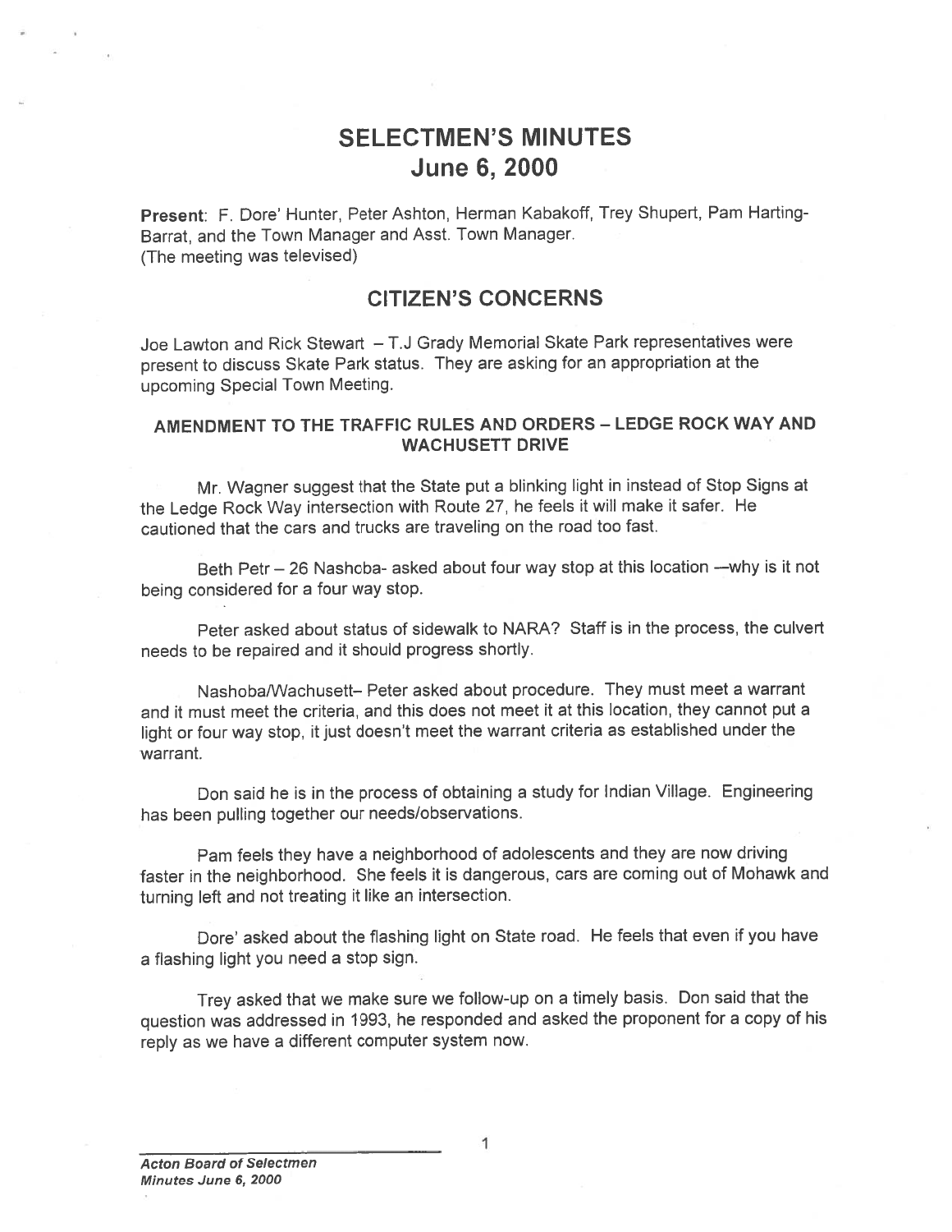# SELECTMEN'S MINUTES
# June 6, 2000

**Present**: F. Dore' Hunter, Peter Ashton, Herman Kabakoff, Trey Shupert, Pam Harting-Barrat, and the Town Manager and Asst. Town Manager.
(The meeting was televised)

## CITIZEN'S CONCERNS

Joe Lawton and Rick Stewart – T.J Grady Memorial Skate Park representatives were present to discuss Skate Park status. They are asking for an appropriation at the upcoming Special Town Meeting.

### AMENDMENT TO THE TRAFFIC RULES AND ORDERS – LEDGE ROCK WAY AND WACHUSETT DRIVE

Mr. Wagner suggest that the State put a blinking light in instead of Stop Signs at the Ledge Rock Way intersection with Route 27, he feels it will make it safer. He cautioned that the cars and trucks are traveling on the road too fast.

Beth Petr – 26 Nashoba- asked about four way stop at this location —why is it not being considered for a four way stop.

Peter asked about status of sidewalk to NARA? Staff is in the process, the culvert needs to be repaired and it should progress shortly.

Nashoba/Wachusett– Peter asked about procedure. They must meet a warrant and it must meet the criteria, and this does not meet it at this location, they cannot put a light or four way stop, it just doesn't meet the warrant criteria as established under the warrant.

Don said he is in the process of obtaining a study for Indian Village. Engineering has been pulling together our needs/observations.

Pam feels they have a neighborhood of adolescents and they are now driving faster in the neighborhood. She feels it is dangerous, cars are coming out of Mohawk and turning left and not treating it like an intersection.

Dore' asked about the flashing light on State road. He feels that even if you have a flashing light you need a stop sign.

Trey asked that we make sure we follow-up on a timely basis. Don said that the question was addressed in 1993, he responded and asked the proponent for a copy of his reply as we have a different computer system now.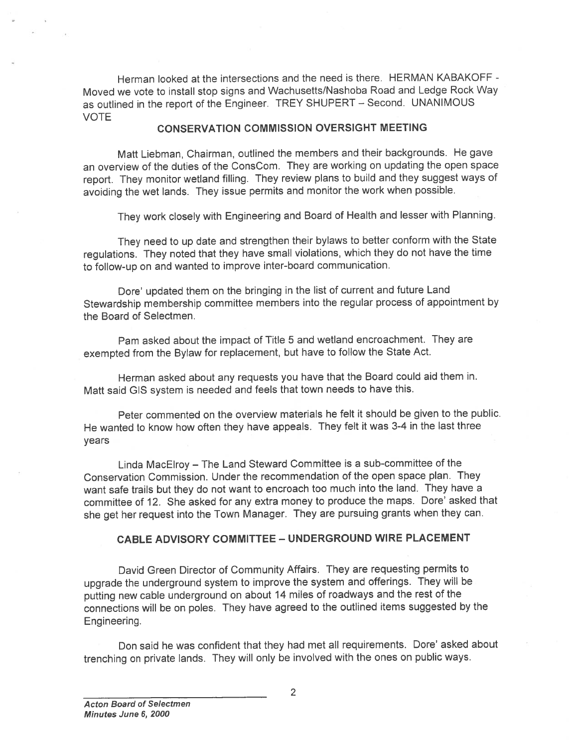Herman looked at the intersections and the need is there. HERMAN KABAKOFF - Moved we vote to install stop signs and Wachusetts/Nashoba Road and Ledge Rock Way as outlined in the report of the Engineer. TREY SHUPERT – Second. UNANIMOUS VOTE

## CONSERVATION COMMISSION OVERSIGHT MEETING

Matt Liebman, Chairman, outlined the members and their backgrounds. He gave an overview of the duties of the ConsCom. They are working on updating the open space report. They monitor wetland filling. They review plans to build and they suggest ways of avoiding the wet lands. They issue permits and monitor the work when possible.

They work closely with Engineering and Board of Health and lesser with Planning.

They need to up date and strengthen their bylaws to better conform with the State regulations. They noted that they have small violations, which they do not have the time to follow-up on and wanted to improve inter-board communication.

Dore' updated them on the bringing in the list of current and future Land Stewardship membership committee members into the regular process of appointment by the Board of Selectmen.

Pam asked about the impact of Title 5 and wetland encroachment. They are exempted from the Bylaw for replacement, but have to follow the State Act.

Herman asked about any requests you have that the Board could aid them in. Matt said GIS system is needed and feels that town needs to have this.

Peter commented on the overview materials he felt it should be given to the public. He wanted to know how often they have appeals. They felt it was 3-4 in the last three years

Linda MacElroy – The Land Steward Committee is a sub-committee of the Conservation Commission. Under the recommendation of the open space plan. They want safe trails but they do not want to encroach too much into the land. They have a committee of 12. She asked for any extra money to produce the maps. Dore' asked that she get her request into the Town Manager. They are pursuing grants when they can.

## CABLE ADVISORY COMMITTEE – UNDERGROUND WIRE PLACEMENT

David Green Director of Community Affairs. They are requesting permits to upgrade the underground system to improve the system and offerings. They will be putting new cable underground on about 14 miles of roadways and the rest of the connections will be on poles. They have agreed to the outlined items suggested by the Engineering.

Don said he was confident that they had met all requirements. Dore' asked about trenching on private lands. They will only be involved with the ones on public ways.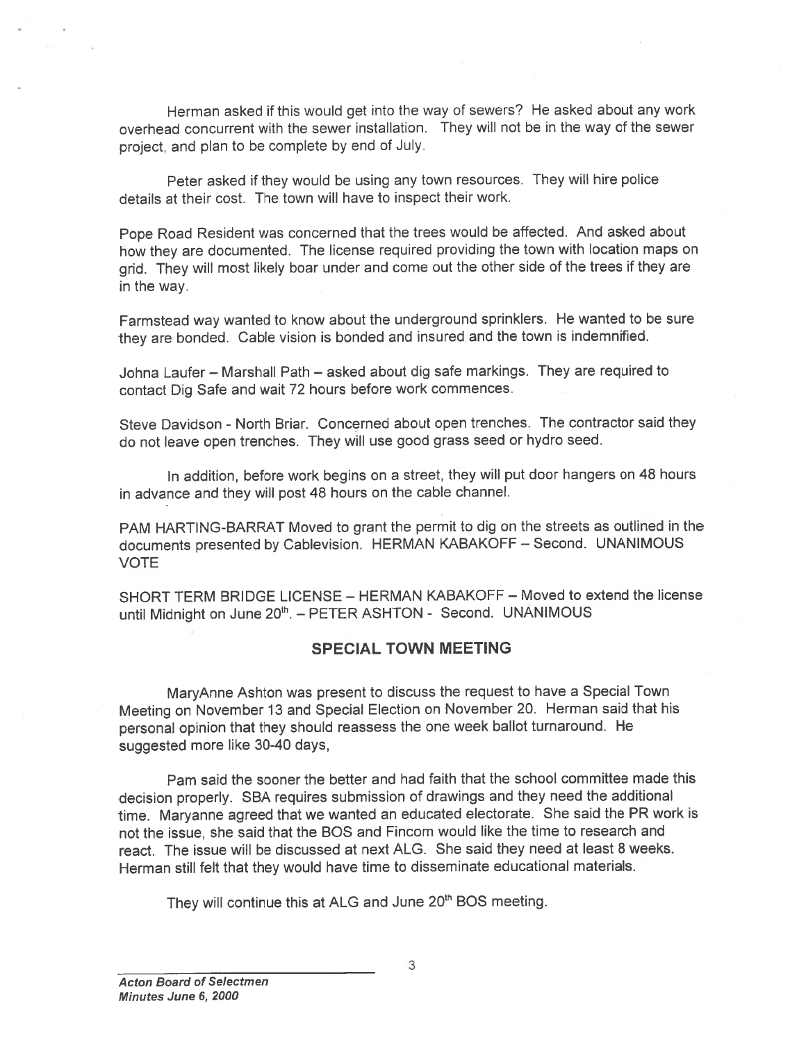Herman asked if this would get into the way of sewers? He asked about any work overhead concurrent with the sewer installation. They will not be in the way of the sewer project, and plan to be complete by end of July.

Peter asked if they would be using any town resources. They will hire police details at their cost. The town will have to inspect their work.

Pope Road Resident was concerned that the trees would be affected. And asked about how they are documented. The license required providing the town with location maps on grid. They will most likely boar under and come out the other side of the trees if they are in the way.

Farmstead way wanted to know about the underground sprinklers. He wanted to be sure they are bonded. Cable vision is bonded and insured and the town is indemnified.

Johna Laufer – Marshall Path – asked about dig safe markings. They are required to contact Dig Safe and wait 72 hours before work commences.

Steve Davidson - North Briar. Concerned about open trenches. The contractor said they do not leave open trenches. They will use good grass seed or hydro seed.

In addition, before work begins on a street, they will put door hangers on 48 hours in advance and they will post 48 hours on the cable channel.

PAM HARTING-BARRAT Moved to grant the permit to dig on the streets as outlined in the documents presented by Cablevision. HERMAN KABAKOFF – Second. UNANIMOUS VOTE

SHORT TERM BRIDGE LICENSE – HERMAN KABAKOFF – Moved to extend the license until Midnight on June 20th. – PETER ASHTON - Second. UNANIMOUS

## SPECIAL TOWN MEETING

MaryAnne Ashton was present to discuss the request to have a Special Town Meeting on November 13 and Special Election on November 20. Herman said that his personal opinion that they should reassess the one week ballot turnaround. He suggested more like 30-40 days,

Pam said the sooner the better and had faith that the school committee made this decision properly. SBA requires submission of drawings and they need the additional time. Maryanne agreed that we wanted an educated electorate. She said the PR work is not the issue, she said that the BOS and Fincom would like the time to research and react. The issue will be discussed at next ALG. She said they need at least 8 weeks. Herman still felt that they would have time to disseminate educational materials.

They will continue this at ALG and June 20th BOS meeting.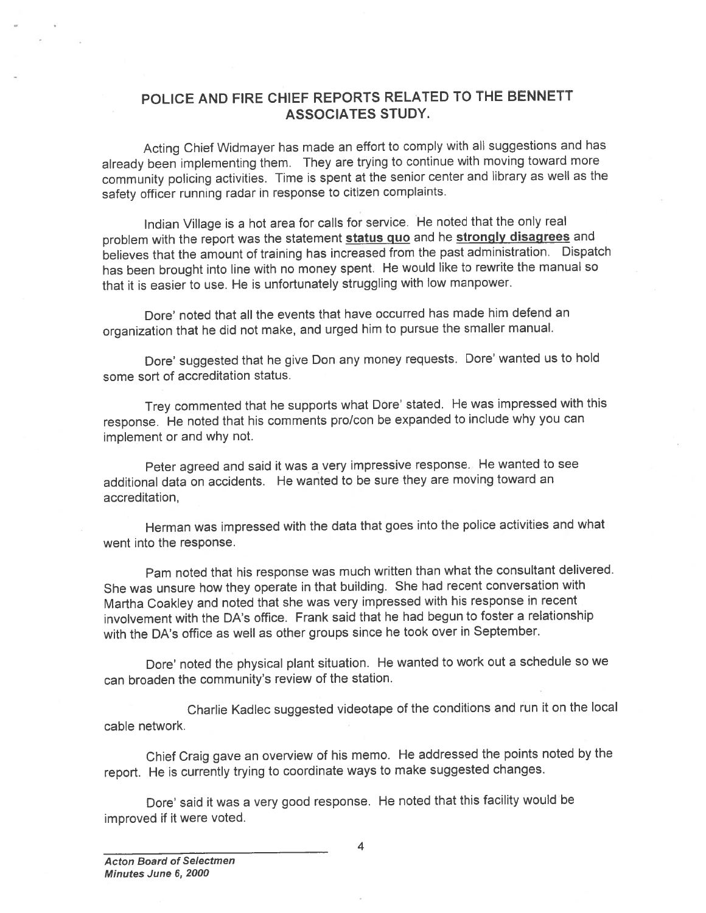## POLICE AND FIRE CHIEF REPORTS RELATED TO THE BENNETT ASSOCIATES STUDY.

Acting Chief Widmayer has made an effort to comply with all suggestions and has already been implementing them. They are trying to continue with moving toward more community policing activities. Time is spent at the senior center and library as well as the safety officer running radar in response to citizen complaints.

Indian Village is a hot area for calls for service. He noted that the only real problem with the report was the statement **status quo** and he **strongly disagrees** and believes that the amount of training has increased from the past administration. Dispatch has been brought into line with no money spent. He would like to rewrite the manual so that it is easier to use. He is unfortunately struggling with low manpower.

Dore' noted that all the events that have occurred has made him defend an organization that he did not make, and urged him to pursue the smaller manual.

Dore' suggested that he give Don any money requests. Dore' wanted us to hold some sort of accreditation status.

Trey commented that he supports what Dore' stated. He was impressed with this response. He noted that his comments pro/con be expanded to include why you can implement or and why not.

Peter agreed and said it was a very impressive response. He wanted to see additional data on accidents. He wanted to be sure they are moving toward an accreditation,

Herman was impressed with the data that goes into the police activities and what went into the response.

Pam noted that his response was much written than what the consultant delivered. She was unsure how they operate in that building. She had recent conversation with Martha Coakley and noted that she was very impressed with his response in recent involvement with the DA's office. Frank said that he had begun to foster a relationship with the DA's office as well as other groups since he took over in September.

Dore' noted the physical plant situation. He wanted to work out a schedule so we can broaden the community's review of the station.

Charlie Kadlec suggested videotape of the conditions and run it on the local cable network.

Chief Craig gave an overview of his memo. He addressed the points noted by the report. He is currently trying to coordinate ways to make suggested changes.

Dore' said it was a very good response. He noted that this facility would be improved if it were voted.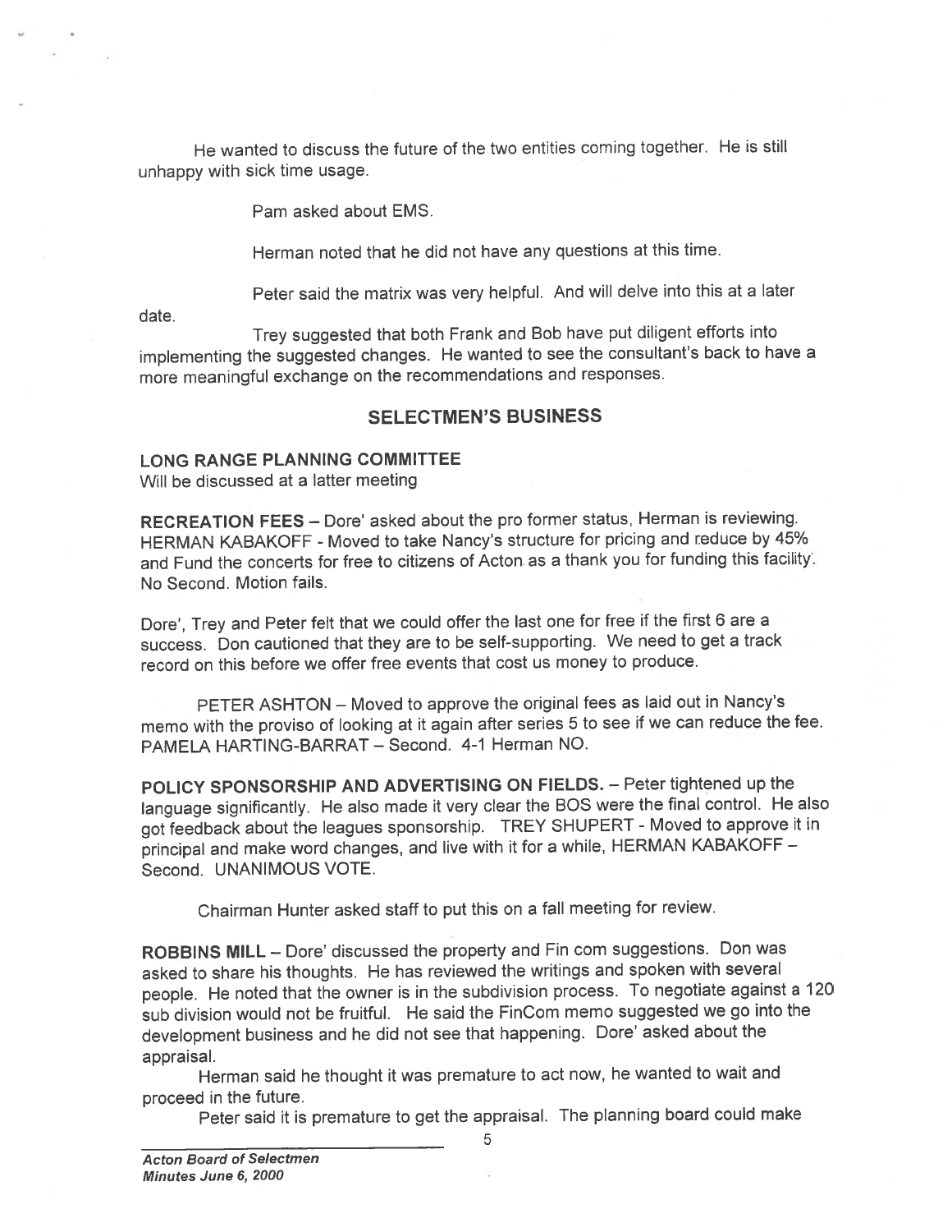He wanted to discuss the future of the two entities coming together. He is still unhappy with sick time usage.

Pam asked about EMS.

Herman noted that he did not have any questions at this time.

Peter said the matrix was very helpful. And will delve into this at a later date.

Trey suggested that both Frank and Bob have put diligent efforts into implementing the suggested changes. He wanted to see the consultant's back to have a more meaningful exchange on the recommendations and responses.

## SELECTMEN'S BUSINESS

**LONG RANGE PLANNING COMMITTEE**
Will be discussed at a latter meeting

**RECREATION FEES** – Dore' asked about the pro former status, Herman is reviewing. HERMAN KABAKOFF - Moved to take Nancy's structure for pricing and reduce by 45% and Fund the concerts for free to citizens of Acton as a thank you for funding this facility. No Second. Motion fails.

Dore', Trey and Peter felt that we could offer the last one for free if the first 6 are a success. Don cautioned that they are to be self-supporting. We need to get a track record on this before we offer free events that cost us money to produce.

PETER ASHTON – Moved to approve the original fees as laid out in Nancy's memo with the proviso of looking at it again after series 5 to see if we can reduce the fee. PAMELA HARTING-BARRAT – Second. 4-1 Herman NO.

**POLICY SPONSORSHIP AND ADVERTISING ON FIELDS.** – Peter tightened up the language significantly. He also made it very clear the BOS were the final control. He also got feedback about the leagues sponsorship. TREY SHUPERT - Moved to approve it in principal and make word changes, and live with it for a while, HERMAN KABAKOFF – Second. UNANIMOUS VOTE.

Chairman Hunter asked staff to put this on a fall meeting for review.

**ROBBINS MILL** – Dore' discussed the property and Fin com suggestions. Don was asked to share his thoughts. He has reviewed the writings and spoken with several people. He noted that the owner is in the subdivision process. To negotiate against a 120 sub division would not be fruitful. He said the FinCom memo suggested we go into the development business and he did not see that happening. Dore' asked about the appraisal.

Herman said he thought it was premature to act now, he wanted to wait and proceed in the future.

Peter said it is premature to get the appraisal. The planning board could make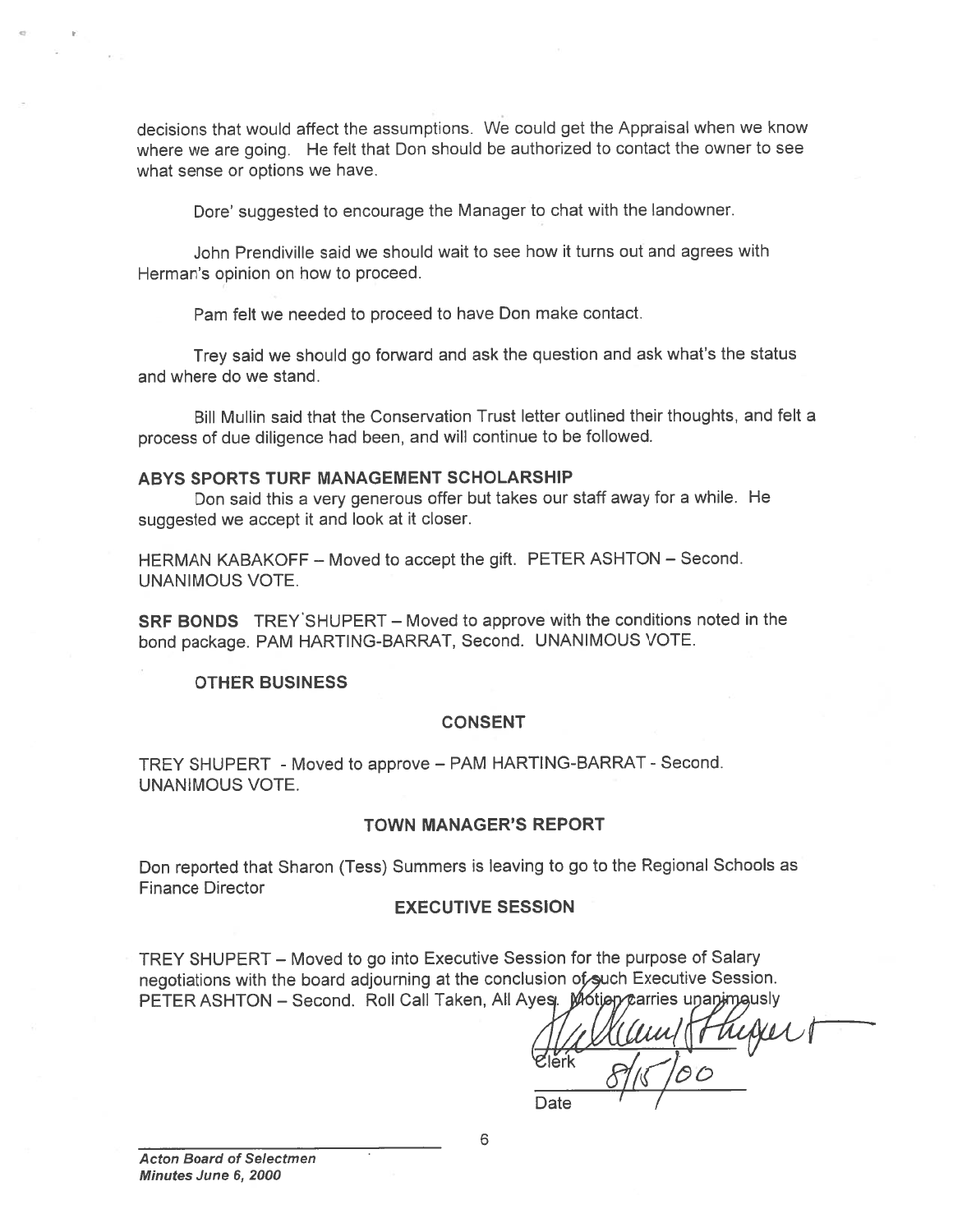decisions that would affect the assumptions. We could get the Appraisal when we know where we are going. He felt that Don should be authorized to contact the owner to see what sense or options we have.

Dore' suggested to encourage the Manager to chat with the landowner.

John Prendiville said we should wait to see how it turns out and agrees with Herman's opinion on how to proceed.

Pam felt we needed to proceed to have Don make contact.

Trey said we should go forward and ask the question and ask what's the status and where do we stand.

Bill Mullin said that the Conservation Trust letter outlined their thoughts, and felt a process of due diligence had been, and will continue to be followed.

**ABYS SPORTS TURF MANAGEMENT SCHOLARSHIP**

Don said this a very generous offer but takes our staff away for a while. He suggested we accept it and look at it closer.

HERMAN KABAKOFF – Moved to accept the gift. PETER ASHTON – Second. UNANIMOUS VOTE.

**SRF BONDS** TREY SHUPERT – Moved to approve with the conditions noted in the bond package. PAM HARTING-BARRAT, Second. UNANIMOUS VOTE.

**OTHER BUSINESS**

**CONSENT**

TREY SHUPERT - Moved to approve – PAM HARTING-BARRAT - Second. UNANIMOUS VOTE.

**TOWN MANAGER'S REPORT**

Don reported that Sharon (Tess) Summers is leaving to go to the Regional Schools as Finance Director

**EXECUTIVE SESSION**

TREY SHUPERT – Moved to go into Executive Session for the purpose of Salary negotiations with the board adjourning at the conclusion of such Executive Session. PETER ASHTON – Second. Roll Call Taken, All Ayes. Motion carries unanimously

Clerk

8/15/00

Date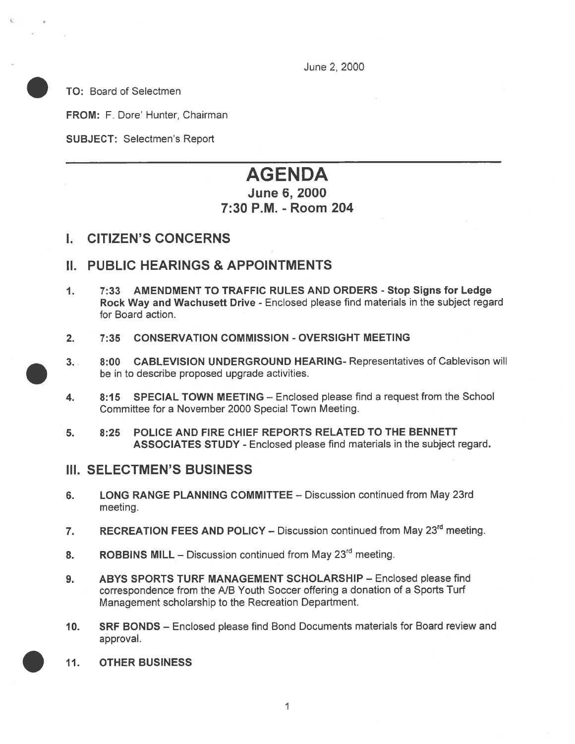June 2, 2000

**TO:** Board of Selectmen

**FROM:** F. Dore' Hunter, Chairman

**SUBJECT:** Selectmen's Report

---

# AGENDA

## June 6, 2000
## 7:30 P.M. - Room 204

## I. CITIZEN'S CONCERNS

## II. PUBLIC HEARINGS & APPOINTMENTS

1. **7:33 AMENDMENT TO TRAFFIC RULES AND ORDERS - Stop Signs for Ledge Rock Way and Wachusett Drive** - Enclosed please find materials in the subject regard for Board action.

2. **7:35 CONSERVATION COMMISSION - OVERSIGHT MEETING**

3. **8:00 CABLEVISION UNDERGROUND HEARING**- Representatives of Cablevison will be in to describe proposed upgrade activities.

4. **8:15 SPECIAL TOWN MEETING** – Enclosed please find a request from the School Committee for a November 2000 Special Town Meeting.

5. **8:25 POLICE AND FIRE CHIEF REPORTS RELATED TO THE BENNETT ASSOCIATES STUDY** - Enclosed please find materials in the subject regard.

## III. SELECTMEN'S BUSINESS

6. **LONG RANGE PLANNING COMMITTEE** – Discussion continued from May 23rd meeting.

7. **RECREATION FEES AND POLICY** – Discussion continued from May 23rd meeting.

8. **ROBBINS MILL** – Discussion continued from May 23rd meeting.

9. **ABYS SPORTS TURF MANAGEMENT SCHOLARSHIP** – Enclosed please find correspondence from the A/B Youth Soccer offering a donation of a Sports Turf Management scholarship to the Recreation Department.

10. **SRF BONDS** – Enclosed please find Bond Documents materials for Board review and approval.

11. **OTHER BUSINESS**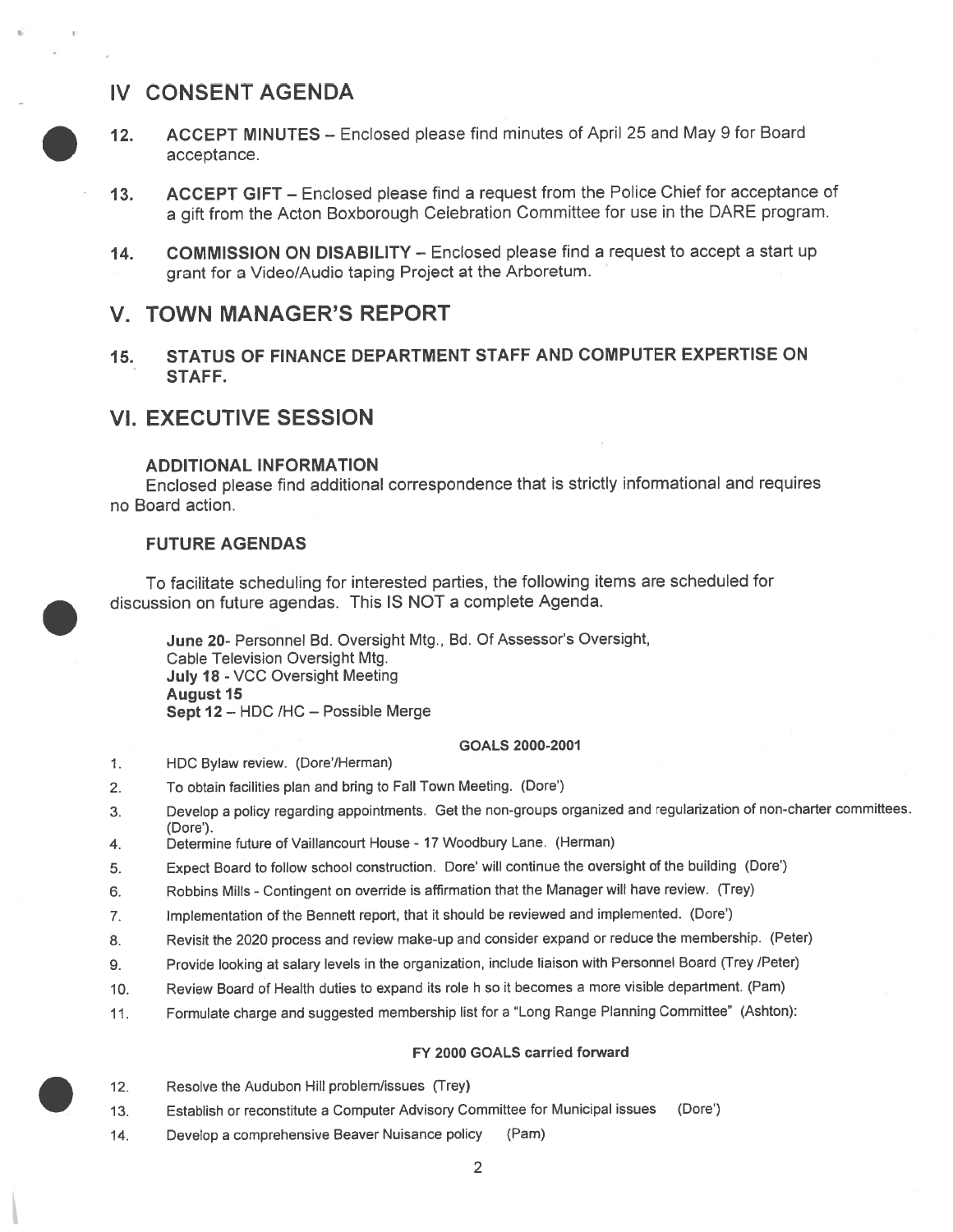## IV CONSENT AGENDA

12. **ACCEPT MINUTES** – Enclosed please find minutes of April 25 and May 9 for Board acceptance.

13. **ACCEPT GIFT** – Enclosed please find a request from the Police Chief for acceptance of a gift from the Acton Boxborough Celebration Committee for use in the DARE program.

14. **COMMISSION ON DISABILITY** – Enclosed please find a request to accept a start up grant for a Video/Audio taping Project at the Arboretum.

## V. TOWN MANAGER'S REPORT

15. **STATUS OF FINANCE DEPARTMENT STAFF AND COMPUTER EXPERTISE ON STAFF.**

## VI. EXECUTIVE SESSION

### ADDITIONAL INFORMATION

Enclosed please find additional correspondence that is strictly informational and requires no Board action.

### FUTURE AGENDAS

To facilitate scheduling for interested parties, the following items are scheduled for discussion on future agendas. This IS NOT a complete Agenda.

**June 20**- Personnel Bd. Oversight Mtg., Bd. Of Assessor's Oversight, Cable Television Oversight Mtg.
**July 18** - VCC Oversight Meeting
**August 15**
**Sept 12** – HDC /HC – Possible Merge

#### GOALS 2000-2001

1. HDC Bylaw review. (Dore'/Herman)
2. To obtain facilities plan and bring to Fall Town Meeting. (Dore')
3. Develop a policy regarding appointments. Get the non-groups organized and regularization of non-charter committees. (Dore').
4. Determine future of Vaillancourt House - 17 Woodbury Lane. (Herman)
5. Expect Board to follow school construction. Dore' will continue the oversight of the building (Dore')
6. Robbins Mills - Contingent on override is affirmation that the Manager will have review. (Trey)
7. Implementation of the Bennett report, that it should be reviewed and implemented. (Dore')
8. Revisit the 2020 process and review make-up and consider expand or reduce the membership. (Peter)
9. Provide looking at salary levels in the organization, include liaison with Personnel Board (Trey /Peter)
10. Review Board of Health duties to expand its role h so it becomes a more visible department. (Pam)
11. Formulate charge and suggested membership list for a "Long Range Planning Committee" (Ashton):

#### FY 2000 GOALS carried forward

12. Resolve the Audubon Hill problem/issues (Trey)
13. Establish or reconstitute a Computer Advisory Committee for Municipal issues (Dore')
14. Develop a comprehensive Beaver Nuisance policy (Pam)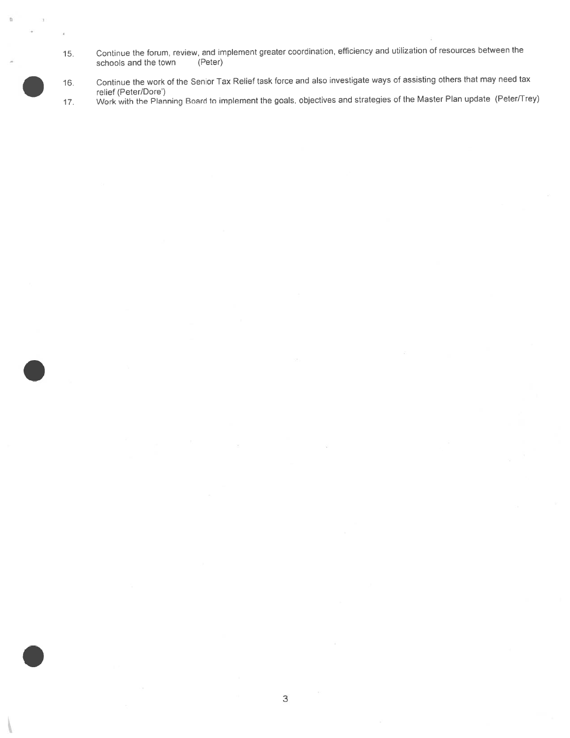15. Continue the forum, review, and implement greater coordination, efficiency and utilization of resources between the schools and the town (Peter)

16. Continue the work of the Senior Tax Relief task force and also investigate ways of assisting others that may need tax relief (Peter/Dore')

17. Work with the Planning Board to implement the goals, objectives and strategies of the Master Plan update (Peter/Trey)